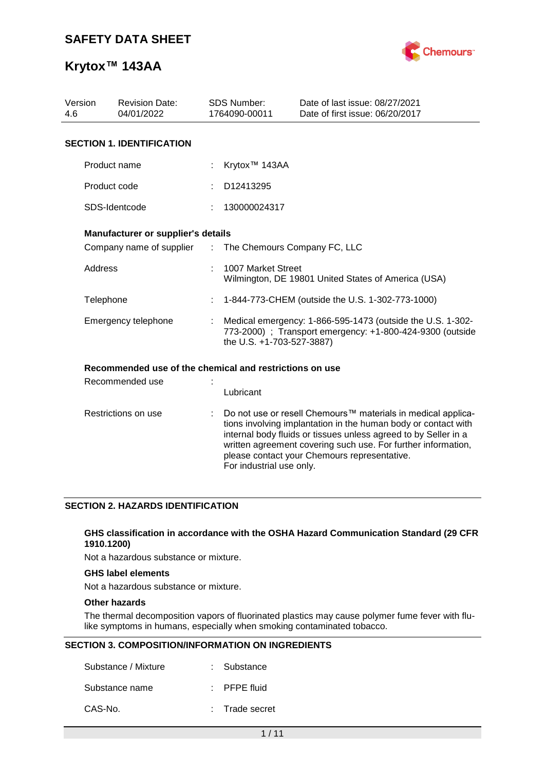# SAFETY DATA SHEET

# Krytox™ 143AA

| Version | Revision Date: | SDS Number: | Date of last issue: 08/27/2021 |
|---|---|---|---|
| 4.6 | 04/01/2022 | 1764090-00011 | Date of first issue: 06/20/2017 |

## SECTION 1. IDENTIFICATION

| | |
|---|---|
| Product name | : Krytox™ 143AA |
| Product code | : D12413295 |
| SDS-Identcode | : 130000024317 |

**Manufacturer or supplier's details**

| | |
|---|---|
| Company name of supplier | : The Chemours Company FC, LLC |
| Address | : 1007 Market Street<br>Wilmington, DE 19801 United States of America (USA) |
| Telephone | : 1-844-773-CHEM (outside the U.S. 1-302-773-1000) |
| Emergency telephone | : Medical emergency: 1-866-595-1473 (outside the U.S. 1-302-773-2000) ; Transport emergency: +1-800-424-9300 (outside the U.S. +1-703-527-3887) |

**Recommended use of the chemical and restrictions on use**

| | |
|---|---|
| Recommended use | : Lubricant |
| Restrictions on use | : Do not use or resell Chemours™ materials in medical applications involving implantation in the human body or contact with internal body fluids or tissues unless agreed to by Seller in a written agreement covering such use. For further information, please contact your Chemours representative.<br>For industrial use only. |

## SECTION 2. HAZARDS IDENTIFICATION

**GHS classification in accordance with the OSHA Hazard Communication Standard (29 CFR 1910.1200)**

Not a hazardous substance or mixture.

**GHS label elements**

Not a hazardous substance or mixture.

**Other hazards**

The thermal decomposition vapors of fluorinated plastics may cause polymer fume fever with flu-like symptoms in humans, especially when smoking contaminated tobacco.

## SECTION 3. COMPOSITION/INFORMATION ON INGREDIENTS

| | |
|---|---|
| Substance / Mixture | : Substance |
| Substance name | : PFPE fluid |
| CAS-No. | : Trade secret |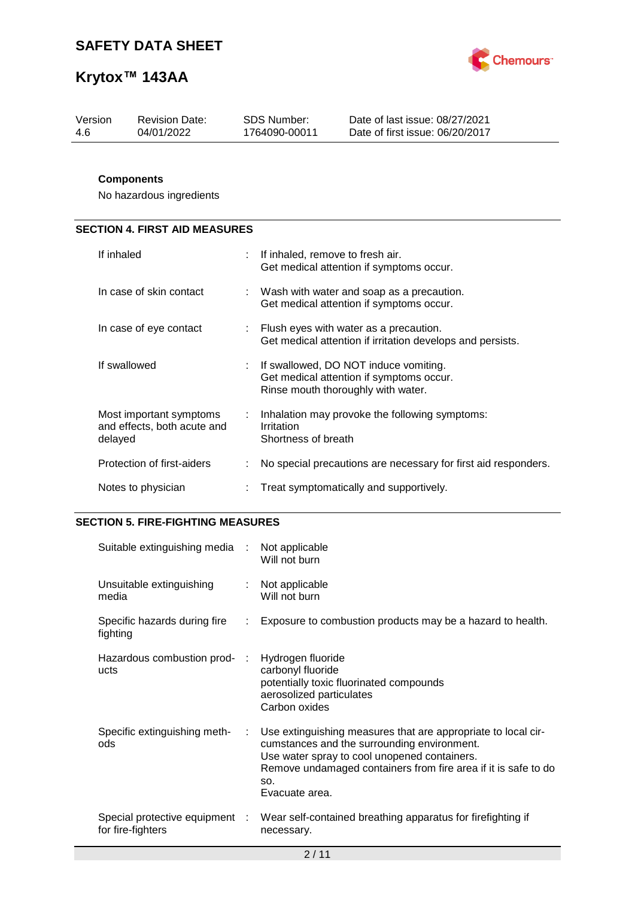**Components**

No hazardous ingredients

## SECTION 4. FIRST AID MEASURES

| | | |
|---|---|---|
| If inhaled | : | If inhaled, remove to fresh air.<br>Get medical attention if symptoms occur. |
| In case of skin contact | : | Wash with water and soap as a precaution.<br>Get medical attention if symptoms occur. |
| In case of eye contact | : | Flush eyes with water as a precaution.<br>Get medical attention if irritation develops and persists. |
| If swallowed | : | If swallowed, DO NOT induce vomiting.<br>Get medical attention if symptoms occur.<br>Rinse mouth thoroughly with water. |
| Most important symptoms and effects, both acute and delayed | : | Inhalation may provoke the following symptoms:<br>Irritation<br>Shortness of breath |
| Protection of first-aiders | : | No special precautions are necessary for first aid responders. |
| Notes to physician | : | Treat symptomatically and supportively. |

## SECTION 5. FIRE-FIGHTING MEASURES

| | | |
|---|---|---|
| Suitable extinguishing media | : | Not applicable<br>Will not burn |
| Unsuitable extinguishing media | : | Not applicable<br>Will not burn |
| Specific hazards during fire fighting | : | Exposure to combustion products may be a hazard to health. |
| Hazardous combustion products | : | Hydrogen fluoride<br>carbonyl fluoride<br>potentially toxic fluorinated compounds<br>aerosolized particulates<br>Carbon oxides |
| Specific extinguishing methods | : | Use extinguishing measures that are appropriate to local circumstances and the surrounding environment.<br>Use water spray to cool unopened containers.<br>Remove undamaged containers from fire area if it is safe to do so.<br>Evacuate area. |
| Special protective equipment for fire-fighters | : | Wear self-contained breathing apparatus for firefighting if necessary. |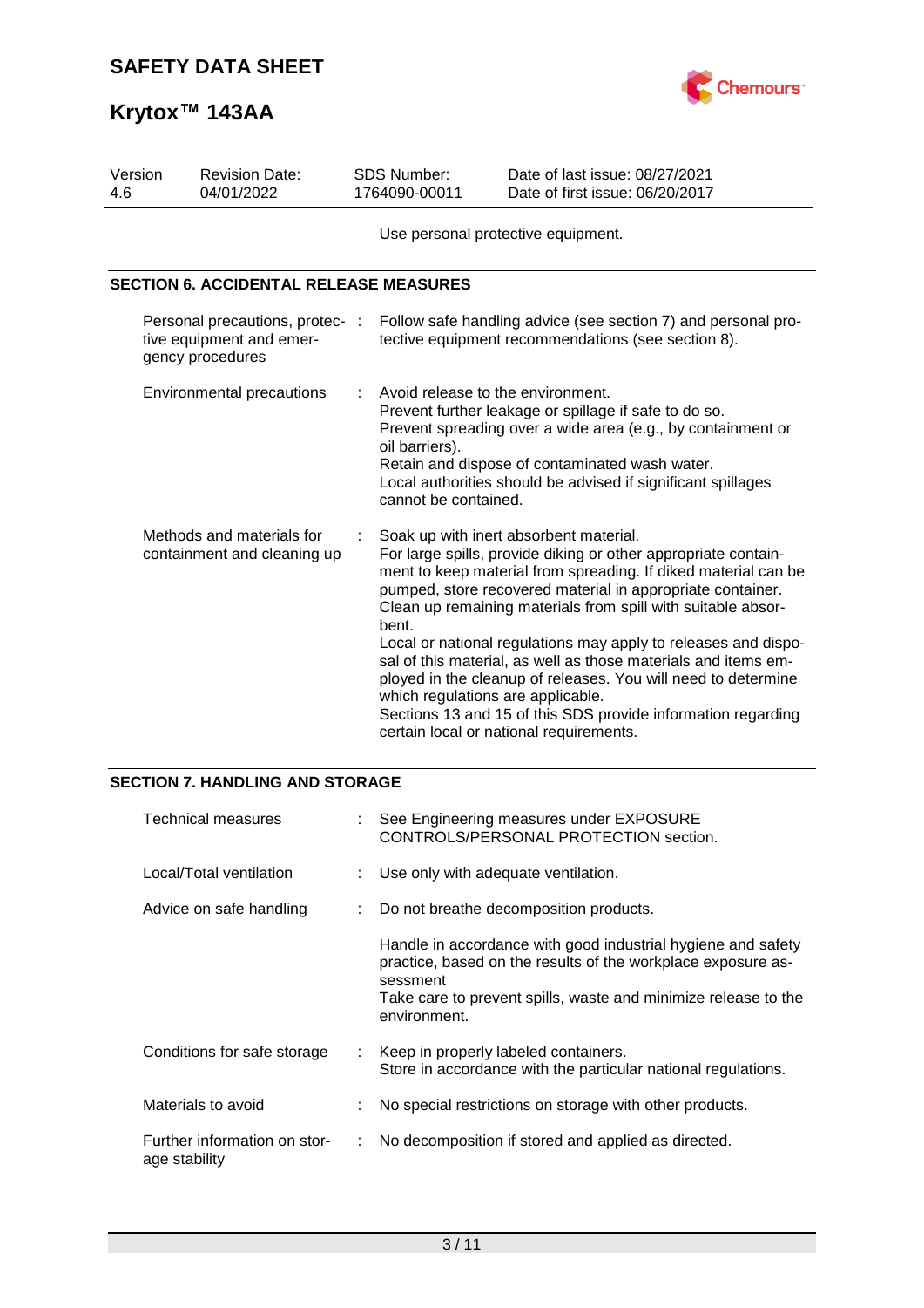Use personal protective equipment.

## SECTION 6. ACCIDENTAL RELEASE MEASURES

| | |
|---|---|
| Personal precautions, protective equipment and emergency procedures | Follow safe handling advice (see section 7) and personal protective equipment recommendations (see section 8). |
| Environmental precautions | Avoid release to the environment.<br>Prevent further leakage or spillage if safe to do so.<br>Prevent spreading over a wide area (e.g., by containment or oil barriers).<br>Retain and dispose of contaminated wash water.<br>Local authorities should be advised if significant spillages cannot be contained. |
| Methods and materials for containment and cleaning up | Soak up with inert absorbent material.<br>For large spills, provide diking or other appropriate containment to keep material from spreading. If diked material can be pumped, store recovered material in appropriate container.<br>Clean up remaining materials from spill with suitable absorbent.<br>Local or national regulations may apply to releases and disposal of this material, as well as those materials and items employed in the cleanup of releases. You will need to determine which regulations are applicable.<br>Sections 13 and 15 of this SDS provide information regarding certain local or national requirements. |

## SECTION 7. HANDLING AND STORAGE

| | |
|---|---|
| Technical measures | See Engineering measures under EXPOSURE CONTROLS/PERSONAL PROTECTION section. |
| Local/Total ventilation | Use only with adequate ventilation. |
| Advice on safe handling | Do not breathe decomposition products.<br><br>Handle in accordance with good industrial hygiene and safety practice, based on the results of the workplace exposure assessment<br>Take care to prevent spills, waste and minimize release to the environment. |
| Conditions for safe storage | Keep in properly labeled containers.<br>Store in accordance with the particular national regulations. |
| Materials to avoid | No special restrictions on storage with other products. |
| Further information on storage stability | No decomposition if stored and applied as directed. |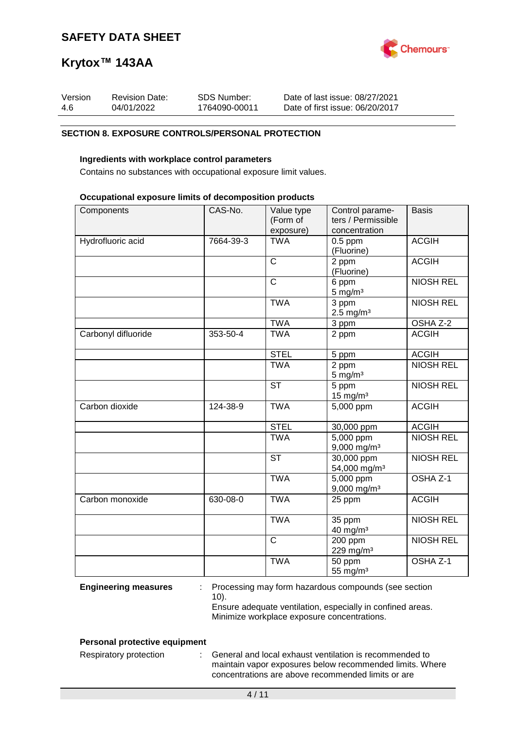## SECTION 8. EXPOSURE CONTROLS/PERSONAL PROTECTION

**Ingredients with workplace control parameters**

Contains no substances with occupational exposure limit values.

**Occupational exposure limits of decomposition products**

| Components | CAS-No. | Value type (Form of exposure) | Control parameters / Permissible concentration | Basis |
|---|---|---|---|---|
| Hydrofluoric acid | 7664-39-3 | TWA | 0.5 ppm (Fluorine) | ACGIH |
| | | C | 2 ppm (Fluorine) | ACGIH |
| | | C | 6 ppm<br>5 mg/m³ | NIOSH REL |
| | | TWA | 3 ppm<br>2.5 mg/m³ | NIOSH REL |
| | | TWA | 3 ppm | OSHA Z-2 |
| Carbonyl difluoride | 353-50-4 | TWA | 2 ppm | ACGIH |
| | | STEL | 5 ppm | ACGIH |
| | | TWA | 2 ppm<br>5 mg/m³ | NIOSH REL |
| | | ST | 5 ppm<br>15 mg/m³ | NIOSH REL |
| Carbon dioxide | 124-38-9 | TWA | 5,000 ppm | ACGIH |
| | | STEL | 30,000 ppm | ACGIH |
| | | TWA | 5,000 ppm<br>9,000 mg/m³ | NIOSH REL |
| | | ST | 30,000 ppm<br>54,000 mg/m³ | NIOSH REL |
| | | TWA | 5,000 ppm<br>9,000 mg/m³ | OSHA Z-1 |
| Carbon monoxide | 630-08-0 | TWA | 25 ppm | ACGIH |
| | | TWA | 35 ppm<br>40 mg/m³ | NIOSH REL |
| | | C | 200 ppm<br>229 mg/m³ | NIOSH REL |
| | | TWA | 50 ppm<br>55 mg/m³ | OSHA Z-1 |

**Engineering measures** : Processing may form hazardous compounds (see section 10).
Ensure adequate ventilation, especially in confined areas.
Minimize workplace exposure concentrations.

**Personal protective equipment**

Respiratory protection : General and local exhaust ventilation is recommended to maintain vapor exposures below recommended limits. Where concentrations are above recommended limits or are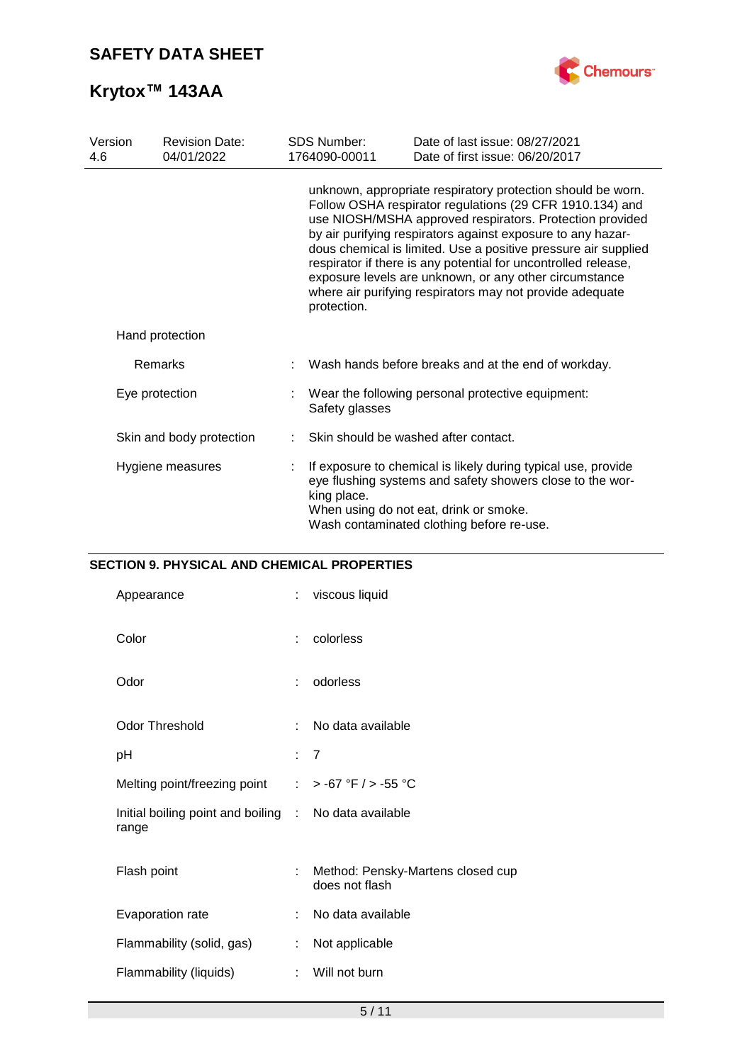unknown, appropriate respiratory protection should be worn. Follow OSHA respirator regulations (29 CFR 1910.134) and use NIOSH/MSHA approved respirators. Protection provided by air purifying respirators against exposure to any hazardous chemical is limited. Use a positive pressure air supplied respirator if there is any potential for uncontrolled release, exposure levels are unknown, or any other circumstance where air purifying respirators may not provide adequate protection.

Hand protection

| | | |
|---|---|---|
| Remarks | : | Wash hands before breaks and at the end of workday. |
| Eye protection | : | Wear the following personal protective equipment: Safety glasses |
| Skin and body protection | : | Skin should be washed after contact. |
| Hygiene measures | : | If exposure to chemical is likely during typical use, provide eye flushing systems and safety showers close to the working place. When using do not eat, drink or smoke. Wash contaminated clothing before re-use. |

## SECTION 9. PHYSICAL AND CHEMICAL PROPERTIES

| | | |
|---|---|---|
| Appearance | : | viscous liquid |
| Color | : | colorless |
| Odor | : | odorless |
| Odor Threshold | : | No data available |
| pH | : | 7 |
| Melting point/freezing point | : | > -67 °F / > -55 °C |
| Initial boiling point and boiling range | : | No data available |
| Flash point | : | Method: Pensky-Martens closed cup<br>does not flash |
| Evaporation rate | : | No data available |
| Flammability (solid, gas) | : | Not applicable |
| Flammability (liquids) | : | Will not burn |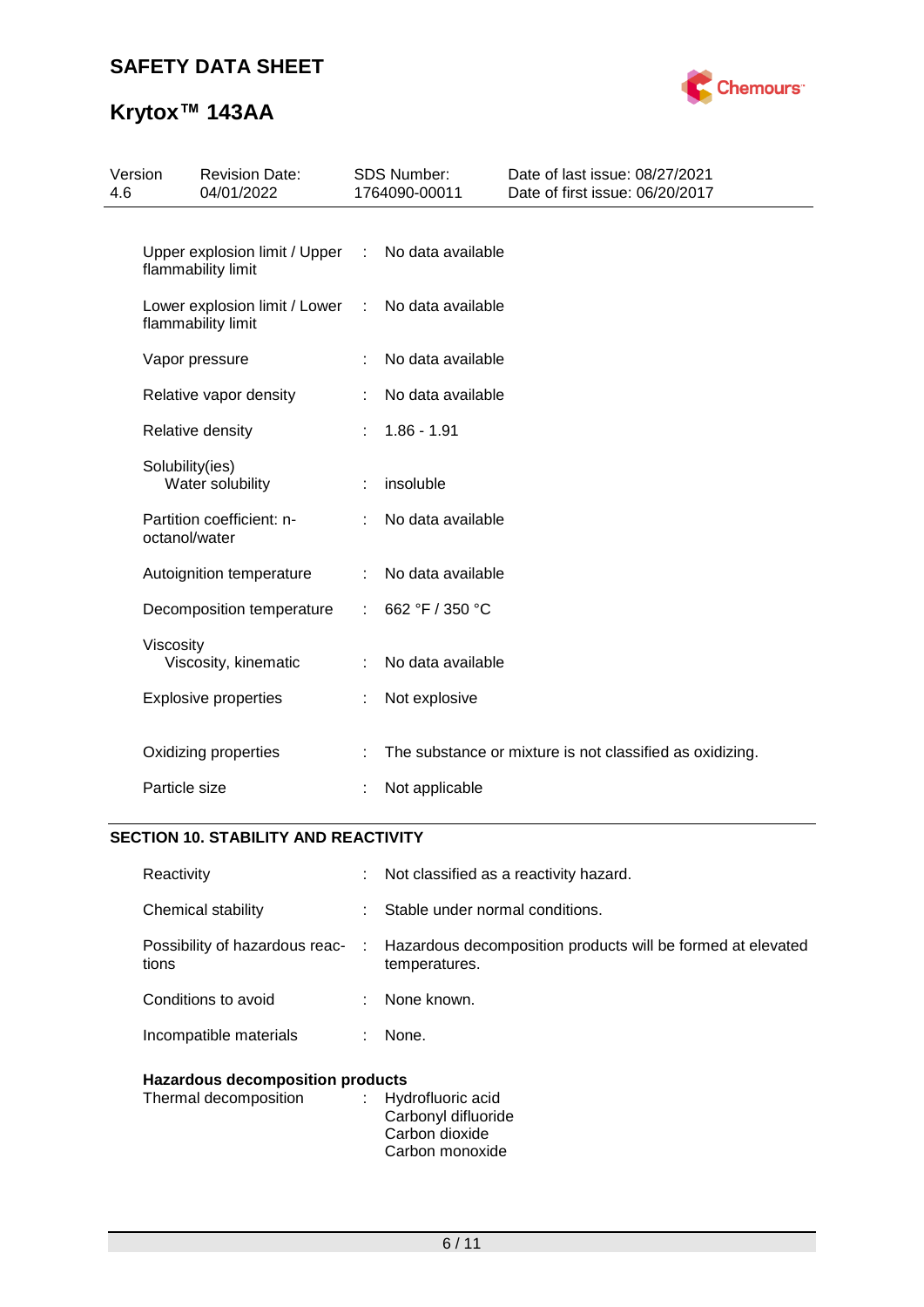| | | |
|---|---|---|
| Upper explosion limit / Upper flammability limit | : | No data available |
| Lower explosion limit / Lower flammability limit | : | No data available |
| Vapor pressure | : | No data available |
| Relative vapor density | : | No data available |
| Relative density | : | 1.86 - 1.91 |
| Solubility(ies)<br>Water solubility | : | insoluble |
| Partition coefficient: n-octanol/water | : | No data available |
| Autoignition temperature | : | No data available |
| Decomposition temperature | : | 662 °F / 350 °C |
| Viscosity<br>Viscosity, kinematic | : | No data available |
| Explosive properties | : | Not explosive |
| Oxidizing properties | : | The substance or mixture is not classified as oxidizing. |
| Particle size | : | Not applicable |

## SECTION 10. STABILITY AND REACTIVITY

| | | |
|---|---|---|
| Reactivity | : | Not classified as a reactivity hazard. |
| Chemical stability | : | Stable under normal conditions. |
| Possibility of hazardous reactions | : | Hazardous decomposition products will be formed at elevated temperatures. |
| Conditions to avoid | : | None known. |
| Incompatible materials | : | None. |

**Hazardous decomposition products**

| | | |
|---|---|---|
| Thermal decomposition | : | Hydrofluoric acid<br>Carbonyl difluoride<br>Carbon dioxide<br>Carbon monoxide |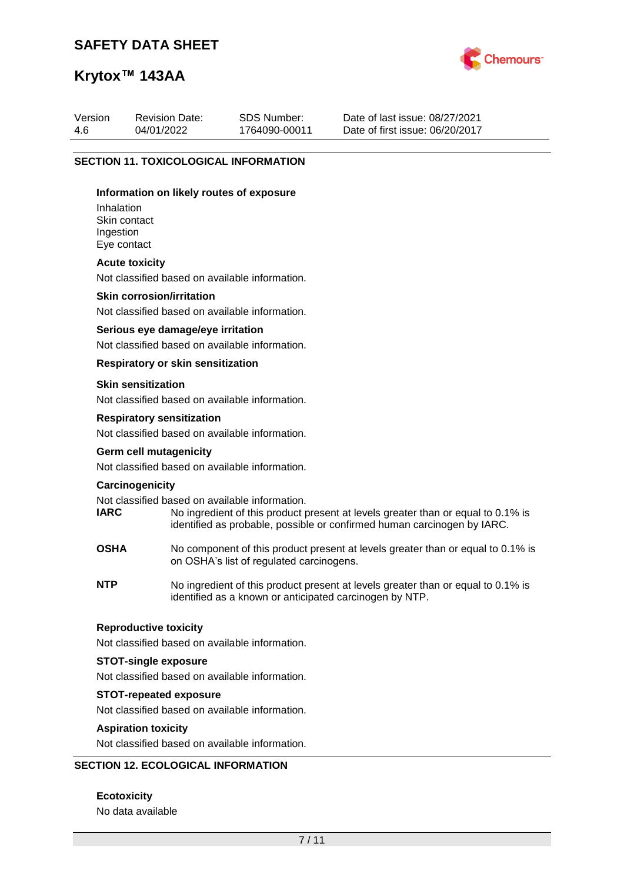## SECTION 11. TOXICOLOGICAL INFORMATION

**Information on likely routes of exposure**

Inhalation
Skin contact
Ingestion
Eye contact

**Acute toxicity**

Not classified based on available information.

**Skin corrosion/irritation**

Not classified based on available information.

**Serious eye damage/eye irritation**

Not classified based on available information.

**Respiratory or skin sensitization**

**Skin sensitization**

Not classified based on available information.

**Respiratory sensitization**

Not classified based on available information.

**Germ cell mutagenicity**

Not classified based on available information.

**Carcinogenicity**

Not classified based on available information.

**IARC** No ingredient of this product present at levels greater than or equal to 0.1% is identified as probable, possible or confirmed human carcinogen by IARC.

**OSHA** No component of this product present at levels greater than or equal to 0.1% is on OSHA's list of regulated carcinogens.

**NTP** No ingredient of this product present at levels greater than or equal to 0.1% is identified as a known or anticipated carcinogen by NTP.

**Reproductive toxicity**

Not classified based on available information.

**STOT-single exposure**

Not classified based on available information.

**STOT-repeated exposure**

Not classified based on available information.

**Aspiration toxicity**

Not classified based on available information.

## SECTION 12. ECOLOGICAL INFORMATION

**Ecotoxicity**

No data available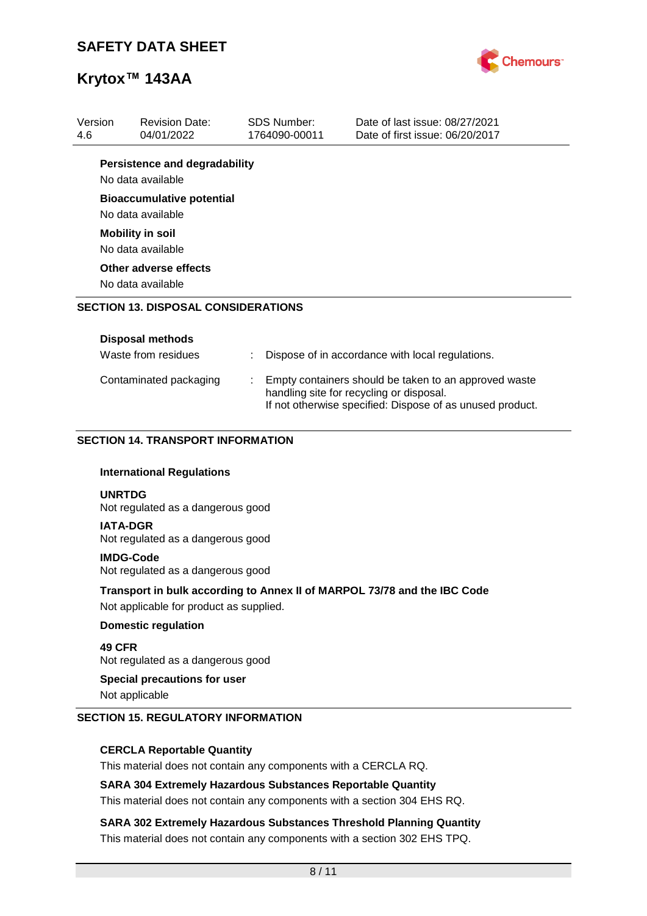**Persistence and degradability**

No data available

**Bioaccumulative potential**

No data available

**Mobility in soil**

No data available

**Other adverse effects**

No data available

## SECTION 13. DISPOSAL CONSIDERATIONS

**Disposal methods**

| | | |
|---|---|---|
| Waste from residues | : | Dispose of in accordance with local regulations. |
| Contaminated packaging | : | Empty containers should be taken to an approved waste handling site for recycling or disposal. If not otherwise specified: Dispose of as unused product. |

## SECTION 14. TRANSPORT INFORMATION

**International Regulations**

**UNRTDG**
Not regulated as a dangerous good

**IATA-DGR**
Not regulated as a dangerous good

**IMDG-Code**
Not regulated as a dangerous good

**Transport in bulk according to Annex II of MARPOL 73/78 and the IBC Code**

Not applicable for product as supplied.

**Domestic regulation**

**49 CFR**
Not regulated as a dangerous good

**Special precautions for user**

Not applicable

## SECTION 15. REGULATORY INFORMATION

**CERCLA Reportable Quantity**

This material does not contain any components with a CERCLA RQ.

**SARA 304 Extremely Hazardous Substances Reportable Quantity**

This material does not contain any components with a section 304 EHS RQ.

**SARA 302 Extremely Hazardous Substances Threshold Planning Quantity**

This material does not contain any components with a section 302 EHS TPQ.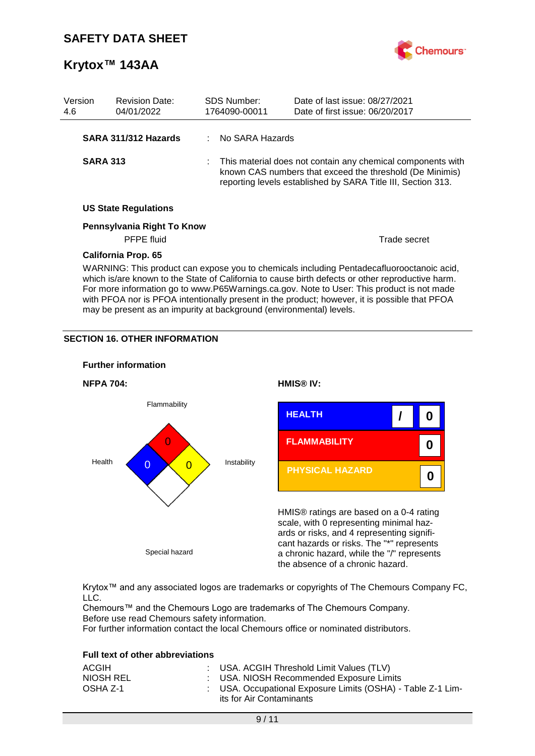**SARA 311/312 Hazards** : No SARA Hazards

**SARA 313** : This material does not contain any chemical components with known CAS numbers that exceed the threshold (De Minimis) reporting levels established by SARA Title III, Section 313.

**US State Regulations**

**Pennsylvania Right To Know**

| | |
|---|---|
| PFPE fluid | Trade secret |

**California Prop. 65**

WARNING: This product can expose you to chemicals including Pentadecafluorooctanoic acid, which is/are known to the State of California to cause birth defects or other reproductive harm. For more information go to www.P65Warnings.ca.gov. Note to User: This product is not made with PFOA nor is PFOA intentionally present in the product; however, it is possible that PFOA may be present as an impurity at background (environmental) levels.

## SECTION 16. OTHER INFORMATION

**Further information**

**NFPA 704:**

| Health | Flammability | Instability | Special hazard |
|---|---|---|---|
| 0 | 0 | 0 | |

**HMIS® IV:**

| | | |
|---|---|---|
| HEALTH | / | 0 |
| FLAMMABILITY | | 0 |
| PHYSICAL HAZARD | | 0 |

HMIS® ratings are based on a 0-4 rating scale, with 0 representing minimal hazards or risks, and 4 representing significant hazards or risks. The "*" represents a chronic hazard, while the "/" represents the absence of a chronic hazard.

Krytox™ and any associated logos are trademarks or copyrights of The Chemours Company FC, LLC.
Chemours™ and the Chemours Logo are trademarks of The Chemours Company.
Before use read Chemours safety information.
For further information contact the local Chemours office or nominated distributors.

**Full text of other abbreviations**

| | |
|---|---|
| ACGIH | : USA. ACGIH Threshold Limit Values (TLV) |
| NIOSH REL | : USA. NIOSH Recommended Exposure Limits |
| OSHA Z-1 | : USA. Occupational Exposure Limits (OSHA) - Table Z-1 Limits for Air Contaminants |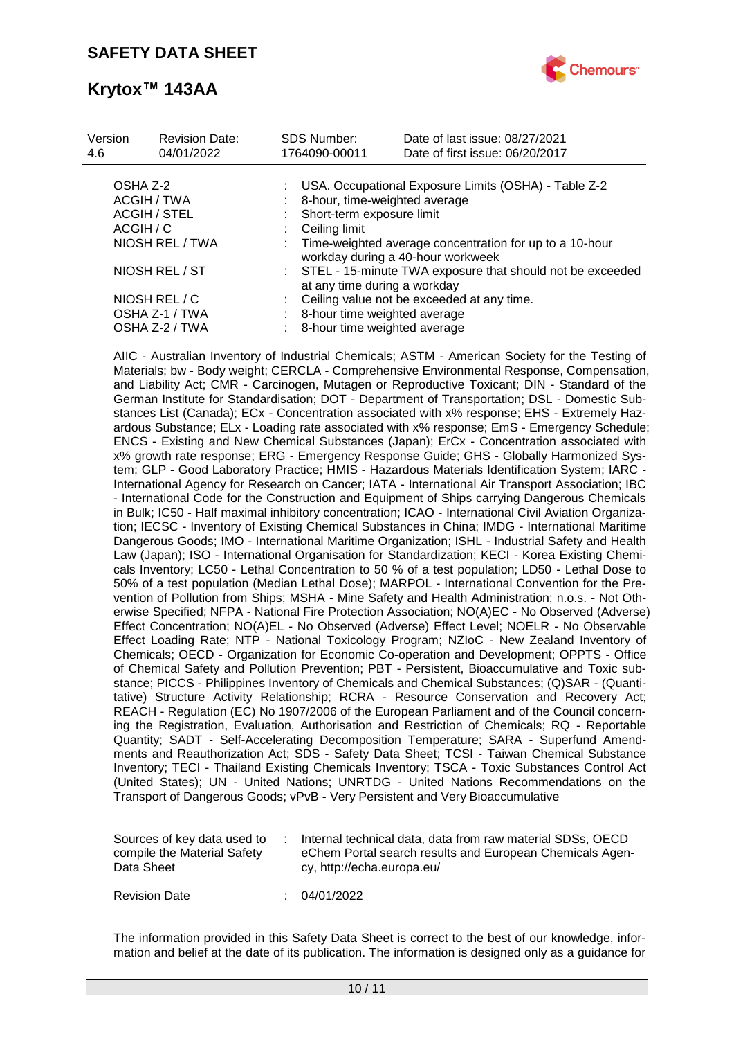| Version | Revision Date: | SDS Number: | Date of last issue: 08/27/2021 |
| --- | --- | --- | --- |
| 4.6 | 04/01/2022 | 1764090-00011 | Date of first issue: 06/20/2017 |

| | | |
| --- | --- | --- |
| OSHA Z-2 | : | USA. Occupational Exposure Limits (OSHA) - Table Z-2 |
| ACGIH / TWA | : | 8-hour, time-weighted average |
| ACGIH / STEL | : | Short-term exposure limit |
| ACGIH / C | : | Ceiling limit |
| NIOSH REL / TWA | : | Time-weighted average concentration for up to a 10-hour workday during a 40-hour workweek |
| NIOSH REL / ST | : | STEL - 15-minute TWA exposure that should not be exceeded at any time during a workday |
| NIOSH REL / C | : | Ceiling value not be exceeded at any time. |
| OSHA Z-1 / TWA | : | 8-hour time weighted average |
| OSHA Z-2 / TWA | : | 8-hour time weighted average |

AIIC - Australian Inventory of Industrial Chemicals; ASTM - American Society for the Testing of Materials; bw - Body weight; CERCLA - Comprehensive Environmental Response, Compensation, and Liability Act; CMR - Carcinogen, Mutagen or Reproductive Toxicant; DIN - Standard of the German Institute for Standardisation; DOT - Department of Transportation; DSL - Domestic Substances List (Canada); ECx - Concentration associated with x% response; EHS - Extremely Hazardous Substance; ELx - Loading rate associated with x% response; EmS - Emergency Schedule; ENCS - Existing and New Chemical Substances (Japan); ErCx - Concentration associated with x% growth rate response; ERG - Emergency Response Guide; GHS - Globally Harmonized System; GLP - Good Laboratory Practice; HMIS - Hazardous Materials Identification System; IARC - International Agency for Research on Cancer; IATA - International Air Transport Association; IBC - International Code for the Construction and Equipment of Ships carrying Dangerous Chemicals in Bulk; IC50 - Half maximal inhibitory concentration; ICAO - International Civil Aviation Organization; IECSC - Inventory of Existing Chemical Substances in China; IMDG - International Maritime Dangerous Goods; IMO - International Maritime Organization; ISHL - Industrial Safety and Health Law (Japan); ISO - International Organisation for Standardization; KECI - Korea Existing Chemicals Inventory; LC50 - Lethal Concentration to 50 % of a test population; LD50 - Lethal Dose to 50% of a test population (Median Lethal Dose); MARPOL - International Convention for the Prevention of Pollution from Ships; MSHA - Mine Safety and Health Administration; n.o.s. - Not Otherwise Specified; NFPA - National Fire Protection Association; NO(A)EC - No Observed (Adverse) Effect Concentration; NO(A)EL - No Observed (Adverse) Effect Level; NOELR - No Observable Effect Loading Rate; NTP - National Toxicology Program; NZIoC - New Zealand Inventory of Chemicals; OECD - Organization for Economic Co-operation and Development; OPPTS - Office of Chemical Safety and Pollution Prevention; PBT - Persistent, Bioaccumulative and Toxic substance; PICCS - Philippines Inventory of Chemicals and Chemical Substances; (Q)SAR - (Quantitative) Structure Activity Relationship; RCRA - Resource Conservation and Recovery Act; REACH - Regulation (EC) No 1907/2006 of the European Parliament and of the Council concerning the Registration, Evaluation, Authorisation and Restriction of Chemicals; RQ - Reportable Quantity; SADT - Self-Accelerating Decomposition Temperature; SARA - Superfund Amendments and Reauthorization Act; SDS - Safety Data Sheet; TCSI - Taiwan Chemical Substance Inventory; TECI - Thailand Existing Chemicals Inventory; TSCA - Toxic Substances Control Act (United States); UN - United Nations; UNRTDG - United Nations Recommendations on the Transport of Dangerous Goods; vPvB - Very Persistent and Very Bioaccumulative

| | | |
| --- | --- | --- |
| Sources of key data used to compile the Material Safety Data Sheet | : | Internal technical data, data from raw material SDSs, OECD eChem Portal search results and European Chemicals Agency, http://echa.europa.eu/ |
| Revision Date | : | 04/01/2022 |

The information provided in this Safety Data Sheet is correct to the best of our knowledge, information and belief at the date of its publication. The information is designed only as a guidance for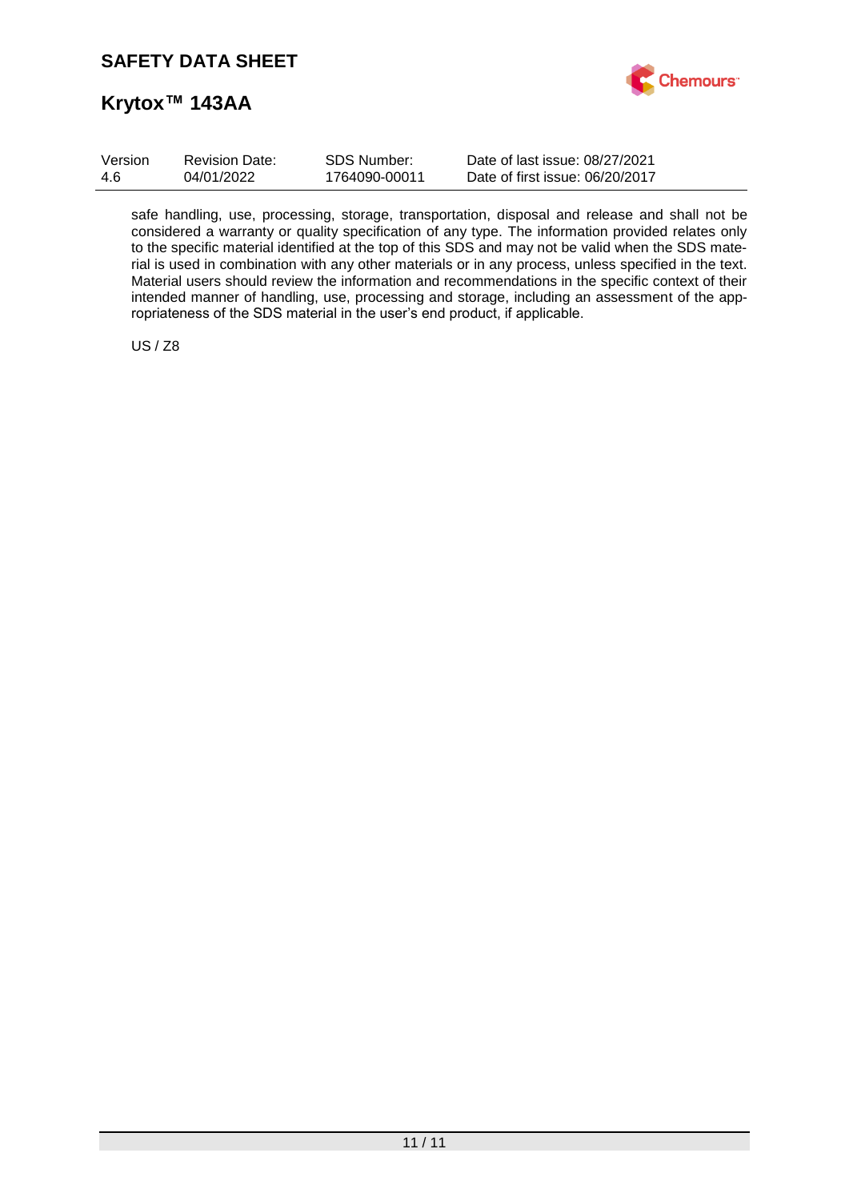safe handling, use, processing, storage, transportation, disposal and release and shall not be considered a warranty or quality specification of any type. The information provided relates only to the specific material identified at the top of this SDS and may not be valid when the SDS material is used in combination with any other materials or in any process, unless specified in the text. Material users should review the information and recommendations in the specific context of their intended manner of handling, use, processing and storage, including an assessment of the appropriateness of the SDS material in the user's end product, if applicable.

US / Z8